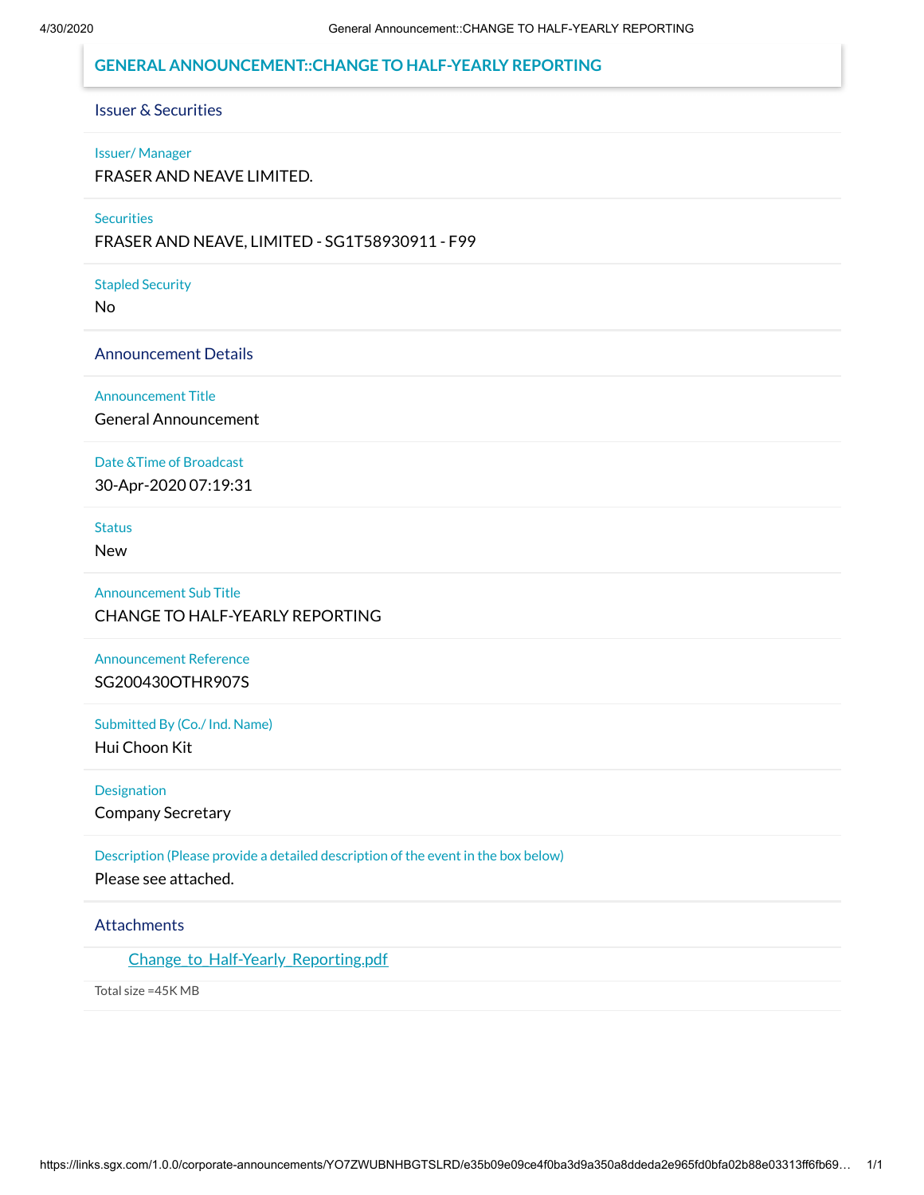## GENERAL ANNOUNCEMENT::CHANGE TO HALF-YEARLY REPORTING

### Issuer & Securities

**Issuer/ Manager**

FRASER AND NEAVE LIMITED.

**Securities**

FRASER AND NEAVE, LIMITED - SG1T58930911 - F99

**Stapled Security**

No

### Announcement Details

**Announcement Title**

General Announcement

**Date &Time of Broadcast**

30-Apr-2020 07:19:31

**Status**

New

**Announcement Sub Title**

CHANGE TO HALF-YEARLY REPORTING

**Announcement Reference**

SG200430OTHR907S

**Submitted By (Co./ Ind. Name)**

Hui Choon Kit

**Designation**

Company Secretary

**Description (Please provide a detailed description of the event in the box below)**

Please see attached.

### Attachments

Change_to_Half-Yearly_Reporting.pdf

Total size =45K MB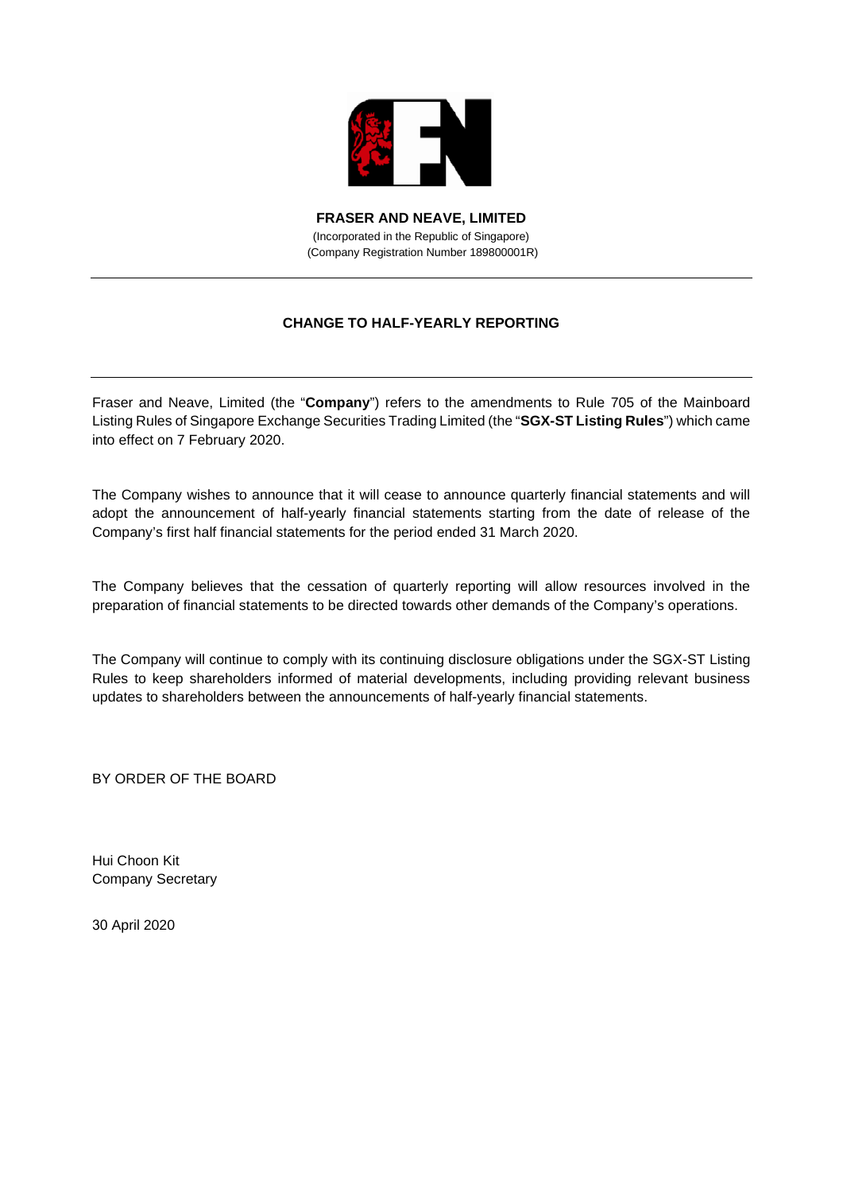**FRASER AND NEAVE, LIMITED**

(Incorporated in the Republic of Singapore)
(Company Registration Number 189800001R)

---

**CHANGE TO HALF-YEARLY REPORTING**

---

Fraser and Neave, Limited (the "**Company**") refers to the amendments to Rule 705 of the Mainboard Listing Rules of Singapore Exchange Securities Trading Limited (the "**SGX-ST Listing Rules**") which came into effect on 7 February 2020.

The Company wishes to announce that it will cease to announce quarterly financial statements and will adopt the announcement of half-yearly financial statements starting from the date of release of the Company's first half financial statements for the period ended 31 March 2020.

The Company believes that the cessation of quarterly reporting will allow resources involved in the preparation of financial statements to be directed towards other demands of the Company's operations.

The Company will continue to comply with its continuing disclosure obligations under the SGX-ST Listing Rules to keep shareholders informed of material developments, including providing relevant business updates to shareholders between the announcements of half-yearly financial statements.

BY ORDER OF THE BOARD

Hui Choon Kit
Company Secretary

30 April 2020